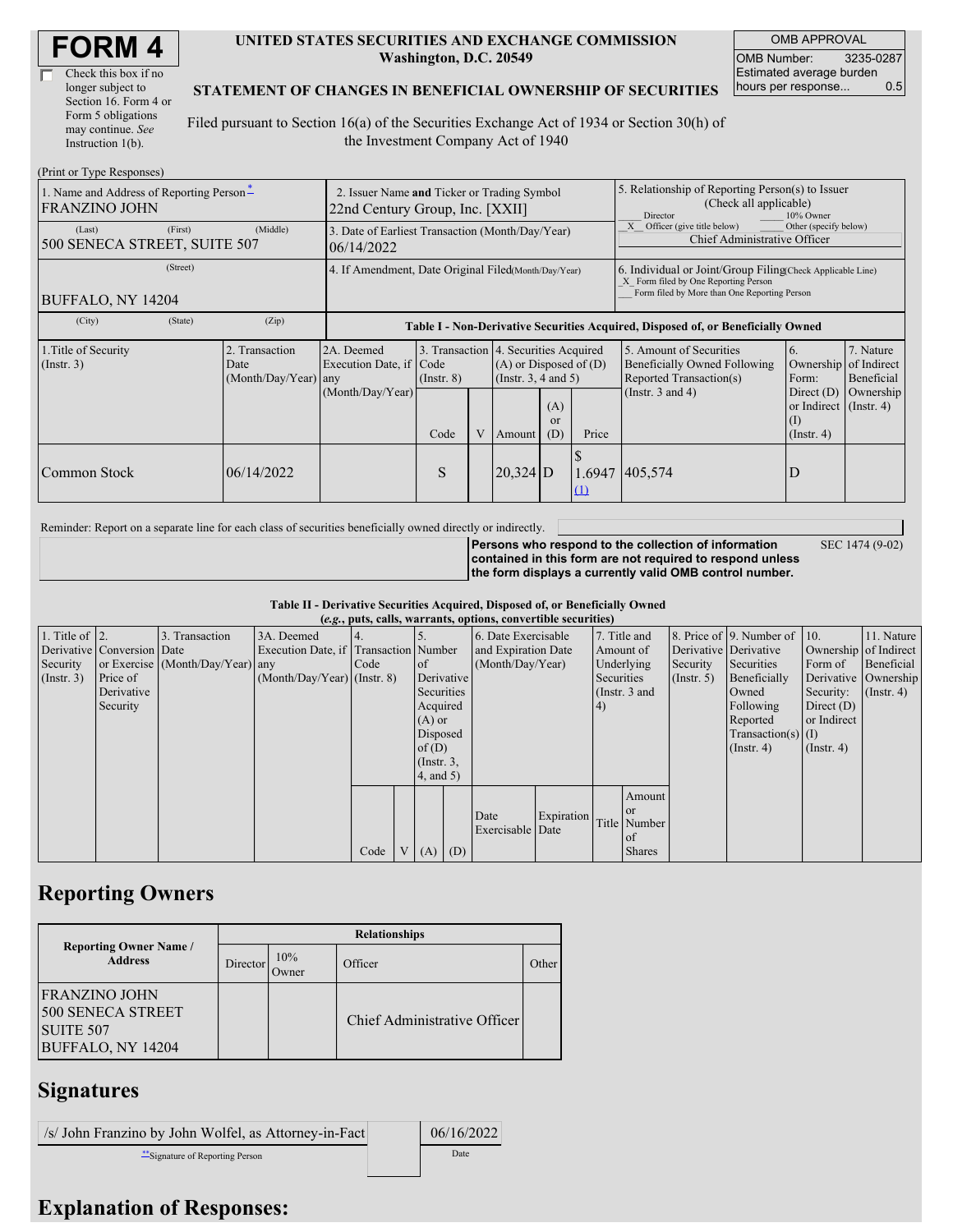# FORM 4

☐ Check this box if no longer subject to Section 16. Form 4 or Form 5 obligations may continue. *See* Instruction 1(b).

**UNITED STATES SECURITIES AND EXCHANGE COMMISSION**
**Washington, D.C. 20549**

**STATEMENT OF CHANGES IN BENEFICIAL OWNERSHIP OF SECURITIES**

Filed pursuant to Section 16(a) of the Securities Exchange Act of 1934 or Section 30(h) of the Investment Company Act of 1940

| OMB APPROVAL | |
|---|---|
| OMB Number: | 3235-0287 |
| Estimated average burden hours per response... | 0.5 |

(Print or Type Responses)

| 1. Name and Address of Reporting Person * | 2. Issuer Name and Ticker or Trading Symbol | 5. Relationship of Reporting Person(s) to Issuer (Check all applicable) |
|---|---|---|
| FRANZINO JOHN | 22nd Century Group, Inc. [XXII] | ___ Director ___ 10% Owner |
| (Last) (First) (Middle) 500 SENECA STREET, SUITE 507 | 3. Date of Earliest Transaction (Month/Day/Year) 06/14/2022 | _X_ Officer (give title below) ___ Other (specify below) Chief Administrative Officer |
| (Street) BUFFALO, NY 14204 | 4. If Amendment, Date Original Filed (Month/Day/Year) | 6. Individual or Joint/Group Filing (Check Applicable Line) _X_ Form filed by One Reporting Person ___ Form filed by More than One Reporting Person |
| (City) (State) (Zip) | | |

**Table I - Non-Derivative Securities Acquired, Disposed of, or Beneficially Owned**

| 1.Title of Security (Instr. 3) | 2. Transaction Date (Month/Day/Year) | 2A. Deemed Execution Date, if any (Month/Day/Year) | 3. Transaction Code (Instr. 8) | | 4. Securities Acquired (A) or Disposed of (D) (Instr. 3, 4 and 5) | | | 5. Amount of Securities Beneficially Owned Following Reported Transaction(s) (Instr. 3 and 4) | 6. Ownership Form: Direct (D) or Indirect (I) (Instr. 4) | 7. Nature of Indirect Beneficial Ownership (Instr. 4) |
|---|---|---|---|---|---|---|---|---|---|---|
| | | | Code | V | Amount | (A) or (D) | Price | | | |
| Common Stock | 06/14/2022 | | S | | 20,324 | D | $ 1.6947 (1) | 405,574 | D | |

Reminder: Report on a separate line for each class of securities beneficially owned directly or indirectly.

**Persons who respond to the collection of information contained in this form are not required to respond unless the form displays a currently valid OMB control number.** SEC 1474 (9-02)

**Table II - Derivative Securities Acquired, Disposed of, or Beneficially Owned**
**(*e.g.*, puts, calls, warrants, options, convertible securities)**

| 1. Title of Derivative Security (Instr. 3) | 2. Conversion or Exercise Price of Derivative Security | 3. Transaction Date (Month/Day/Year) | 3A. Deemed Execution Date, if any (Month/Day/Year) | 4. Transaction Code (Instr. 8) | | 5. Number of Derivative Securities Acquired (A) or Disposed of (D) (Instr. 3, 4, and 5) | | 6. Date Exercisable and Expiration Date (Month/Day/Year) | | 7. Title and Amount of Underlying Securities (Instr. 3 and 4) | | 8. Price of Derivative Security (Instr. 5) | 9. Number of Derivative Securities Beneficially Owned Following Reported Transaction(s) (Instr. 4) | 10. Ownership Form of Derivative Security: Direct (D) or Indirect (I) (Instr. 4) | 11. Nature of Indirect Beneficial Ownership (Instr. 4) |
|---|---|---|---|---|---|---|---|---|---|---|---|---|---|---|---|
| | | | | Code | V | (A) | (D) | Date Exercisable | Expiration Date | Title | Amount or Number of Shares | | | | |

## Reporting Owners

| Reporting Owner Name / Address | Relationships | | | |
|---|---|---|---|---|
| | Director | 10% Owner | Officer | Other |
| FRANZINO JOHN 500 SENECA STREET SUITE 507 BUFFALO, NY 14204 | | | Chief Administrative Officer | |

## Signatures

| /s/ John Franzino by John Wolfel, as Attorney-in-Fact | 06/16/2022 |
|---|---|
| **Signature of Reporting Person | Date |

## Explanation of Responses: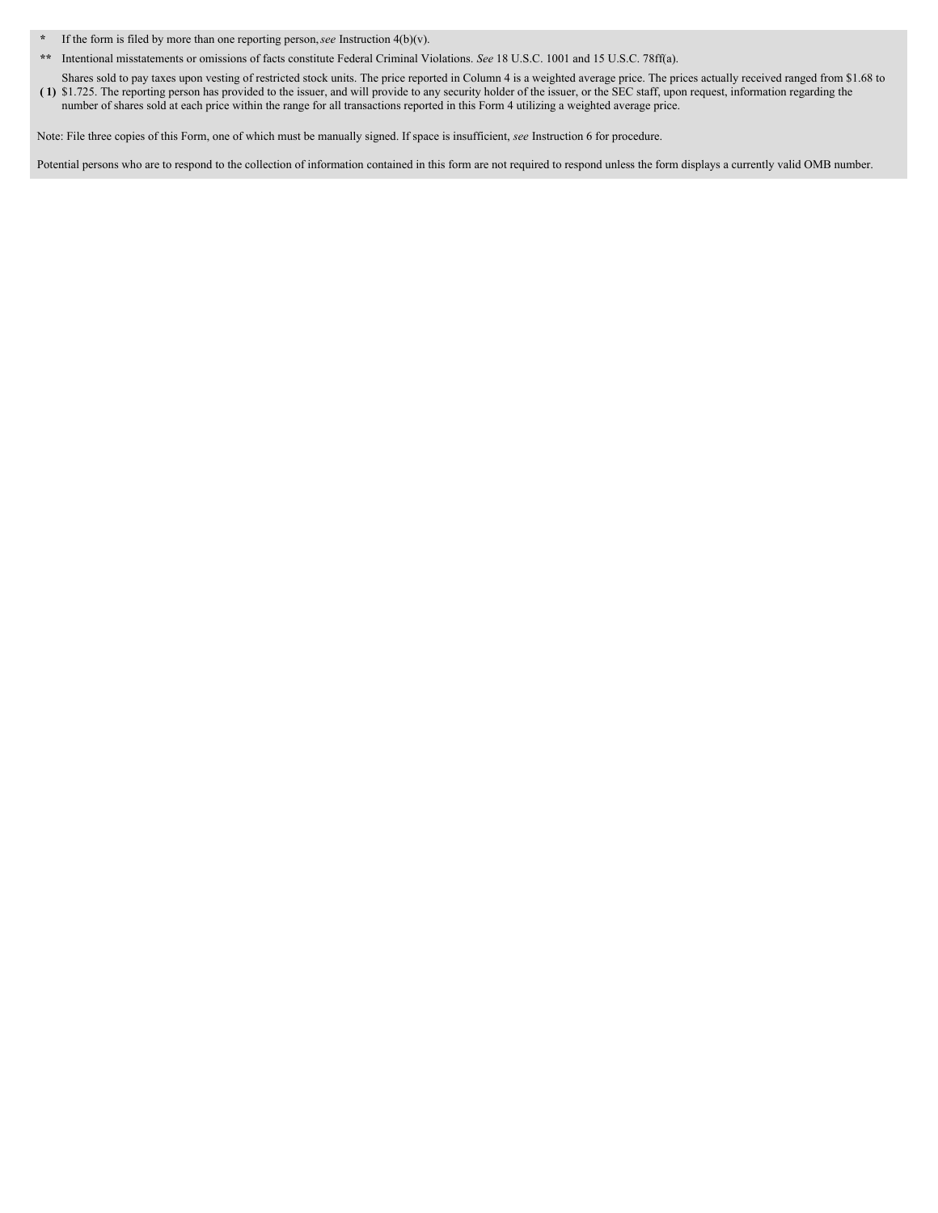\* If the form is filed by more than one reporting person, *see* Instruction 4(b)(v).

\*\* Intentional misstatements or omissions of facts constitute Federal Criminal Violations. *See* 18 U.S.C. 1001 and 15 U.S.C. 78ff(a).

( 1) Shares sold to pay taxes upon vesting of restricted stock units. The price reported in Column 4 is a weighted average price. The prices actually received ranged from $1.68 to $1.725. The reporting person has provided to the issuer, and will provide to any security holder of the issuer, or the SEC staff, upon request, information regarding the number of shares sold at each price within the range for all transactions reported in this Form 4 utilizing a weighted average price.

Note: File three copies of this Form, one of which must be manually signed. If space is insufficient, *see* Instruction 6 for procedure.

Potential persons who are to respond to the collection of information contained in this form are not required to respond unless the form displays a currently valid OMB number.